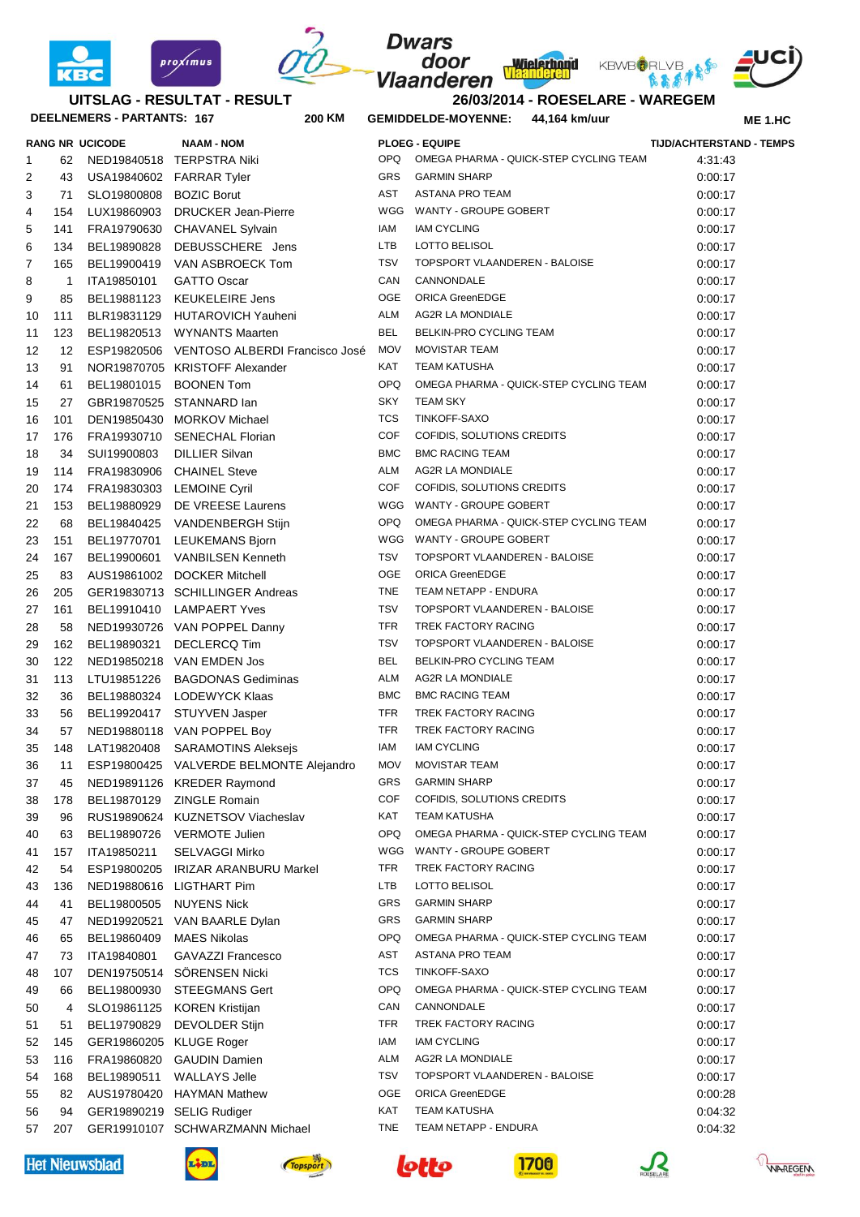# Dwars door Vlaanderen

## UITSLAG - RESULTAT - RESULT

**26/03/2014 - ROESELARE - WAREGEM**

**DEELNEMERS - PARTANTS: 167** | **200 KM** | **GEMIDDELDE-MOYENNE: 44,164 km/uur** | **ME 1.HC**

| RANG | NR | UCICODE | NAAM - NOM | PLOEG - EQUIPE | | TIJD/ACHTERSTAND - TEMPS |
|---|---|---|---|---|---|---|
| 1 | 62 | NED19840518 | TERPSTRA Niki | OPQ | OMEGA PHARMA - QUICK-STEP CYCLING TEAM | 4:31:43 |
| 2 | 43 | USA19840602 | FARRAR Tyler | GRS | GARMIN SHARP | 0:00:17 |
| 3 | 71 | SLO19800808 | BOZIC Borut | AST | ASTANA PRO TEAM | 0:00:17 |
| 4 | 154 | LUX19860903 | DRUCKER Jean-Pierre | WGG | WANTY - GROUPE GOBERT | 0:00:17 |
| 5 | 141 | FRA19790630 | CHAVANEL Sylvain | IAM | IAM CYCLING | 0:00:17 |
| 6 | 134 | BEL19890828 | DEBUSSCHERE Jens | LTB | LOTTO BELISOL | 0:00:17 |
| 7 | 165 | BEL19900419 | VAN ASBROECK Tom | TSV | TOPSPORT VLAANDEREN - BALOISE | 0:00:17 |
| 8 | 1 | ITA19850101 | GATTO Oscar | CAN | CANNONDALE | 0:00:17 |
| 9 | 85 | BEL19881123 | KEUKELEIRE Jens | OGE | ORICA GreenEDGE | 0:00:17 |
| 10 | 111 | BLR19831129 | HUTAROVICH Yauheni | ALM | AG2R LA MONDIALE | 0:00:17 |
| 11 | 123 | BEL19820513 | WYNANTS Maarten | BEL | BELKIN-PRO CYCLING TEAM | 0:00:17 |
| 12 | 12 | ESP19820506 | VENTOSO ALBERDI Francisco José | MOV | MOVISTAR TEAM | 0:00:17 |
| 13 | 91 | NOR19870705 | KRISTOFF Alexander | KAT | TEAM KATUSHA | 0:00:17 |
| 14 | 61 | BEL19801015 | BOONEN Tom | OPQ | OMEGA PHARMA - QUICK-STEP CYCLING TEAM | 0:00:17 |
| 15 | 27 | GBR19870525 | STANNARD Ian | SKY | TEAM SKY | 0:00:17 |
| 16 | 101 | DEN19850430 | MORKOV Michael | TCS | TINKOFF-SAXO | 0:00:17 |
| 17 | 176 | FRA19930710 | SENECHAL Florian | COF | COFIDIS, SOLUTIONS CREDITS | 0:00:17 |
| 18 | 34 | SUI19900803 | DILLIER Silvan | BMC | BMC RACING TEAM | 0:00:17 |
| 19 | 114 | FRA19830906 | CHAINEL Steve | ALM | AG2R LA MONDIALE | 0:00:17 |
| 20 | 174 | FRA19830303 | LEMOINE Cyril | COF | COFIDIS, SOLUTIONS CREDITS | 0:00:17 |
| 21 | 153 | BEL19880929 | DE VREESE Laurens | WGG | WANTY - GROUPE GOBERT | 0:00:17 |
| 22 | 68 | BEL19840425 | VANDENBERGH Stijn | OPQ | OMEGA PHARMA - QUICK-STEP CYCLING TEAM | 0:00:17 |
| 23 | 151 | BEL19770701 | LEUKEMANS Bjorn | WGG | WANTY - GROUPE GOBERT | 0:00:17 |
| 24 | 167 | BEL19900601 | VANBILSEN Kenneth | TSV | TOPSPORT VLAANDEREN - BALOISE | 0:00:17 |
| 25 | 83 | AUS19861002 | DOCKER Mitchell | OGE | ORICA GreenEDGE | 0:00:17 |
| 26 | 205 | GER19830713 | SCHILLINGER Andreas | TNE | TEAM NETAPP - ENDURA | 0:00:17 |
| 27 | 161 | BEL19910410 | LAMPAERT Yves | TSV | TOPSPORT VLAANDEREN - BALOISE | 0:00:17 |
| 28 | 58 | NED19930726 | VAN POPPEL Danny | TFR | TREK FACTORY RACING | 0:00:17 |
| 29 | 162 | BEL19890321 | DECLERCQ Tim | TSV | TOPSPORT VLAANDEREN - BALOISE | 0:00:17 |
| 30 | 122 | NED19850218 | VAN EMDEN Jos | BEL | BELKIN-PRO CYCLING TEAM | 0:00:17 |
| 31 | 113 | LTU19851226 | BAGDONAS Gediminas | ALM | AG2R LA MONDIALE | 0:00:17 |
| 32 | 36 | BEL19880324 | LODEWYCK Klaas | BMC | BMC RACING TEAM | 0:00:17 |
| 33 | 56 | BEL19920417 | STUYVEN Jasper | TFR | TREK FACTORY RACING | 0:00:17 |
| 34 | 57 | NED19880118 | VAN POPPEL Boy | TFR | TREK FACTORY RACING | 0:00:17 |
| 35 | 148 | LAT19820408 | SARAMOTINS Aleksejs | IAM | IAM CYCLING | 0:00:17 |
| 36 | 11 | ESP19800425 | VALVERDE BELMONTE Alejandro | MOV | MOVISTAR TEAM | 0:00:17 |
| 37 | 45 | NED19891126 | KREDER Raymond | GRS | GARMIN SHARP | 0:00:17 |
| 38 | 178 | BEL19870129 | ZINGLE Romain | COF | COFIDIS, SOLUTIONS CREDITS | 0:00:17 |
| 39 | 96 | RUS19890624 | KUZNETSOV Viacheslav | KAT | TEAM KATUSHA | 0:00:17 |
| 40 | 63 | BEL19890726 | VERMOTE Julien | OPQ | OMEGA PHARMA - QUICK-STEP CYCLING TEAM | 0:00:17 |
| 41 | 157 | ITA19850211 | SELVAGGI Mirko | WGG | WANTY - GROUPE GOBERT | 0:00:17 |
| 42 | 54 | ESP19800205 | IRIZAR ARANBURU Markel | TFR | TREK FACTORY RACING | 0:00:17 |
| 43 | 136 | NED19880616 | LIGTHART Pim | LTB | LOTTO BELISOL | 0:00:17 |
| 44 | 41 | BEL19800505 | NUYENS Nick | GRS | GARMIN SHARP | 0:00:17 |
| 45 | 47 | NED19920521 | VAN BAARLE Dylan | GRS | GARMIN SHARP | 0:00:17 |
| 46 | 65 | BEL19860409 | MAES Nikolas | OPQ | OMEGA PHARMA - QUICK-STEP CYCLING TEAM | 0:00:17 |
| 47 | 73 | ITA19840801 | GAVAZZI Francesco | AST | ASTANA PRO TEAM | 0:00:17 |
| 48 | 107 | DEN19750514 | SÖRENSEN Nicki | TCS | TINKOFF-SAXO | 0:00:17 |
| 49 | 66 | BEL19800930 | STEEGMANS Gert | OPQ | OMEGA PHARMA - QUICK-STEP CYCLING TEAM | 0:00:17 |
| 50 | 4 | SLO19861125 | KOREN Kristijan | CAN | CANNONDALE | 0:00:17 |
| 51 | 51 | BEL19790829 | DEVOLDER Stijn | TFR | TREK FACTORY RACING | 0:00:17 |
| 52 | 145 | GER19860205 | KLUGE Roger | IAM | IAM CYCLING | 0:00:17 |
| 53 | 116 | FRA19860820 | GAUDIN Damien | ALM | AG2R LA MONDIALE | 0:00:17 |
| 54 | 168 | BEL19890511 | WALLAYS Jelle | TSV | TOPSPORT VLAANDEREN - BALOISE | 0:00:17 |
| 55 | 82 | AUS19780420 | HAYMAN Mathew | OGE | ORICA GreenEDGE | 0:00:28 |
| 56 | 94 | GER19890219 | SELIG Rudiger | KAT | TEAM KATUSHA | 0:04:32 |
| 57 | 207 | GER19910107 | SCHWARZMANN Michael | TNE | TEAM NETAPP - ENDURA | 0:04:32 |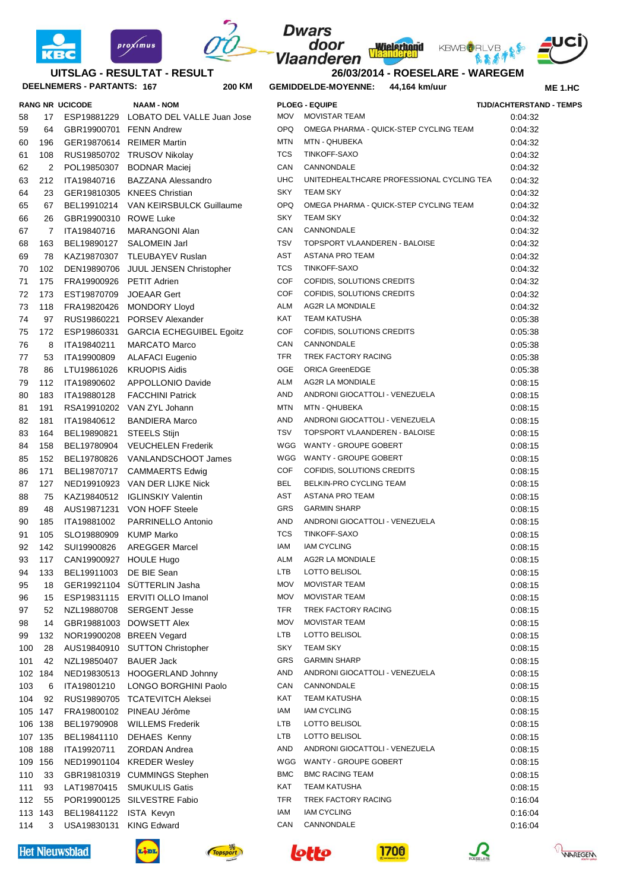**UITSLAG - RESULTAT - RESULT**

**Dwars door Vlaanderen**

**26/03/2014 - ROESELARE - WAREGEM**

**DEELNEMERS - PARTANTS: 167** **200 KM** **GEMIDDELDE-MOYENNE: 44,164 km/uur** **ME 1.HC**

| RANG | NR | UCICODE | NAAM - NOM | PLOEG - EQUIPE | | TIJD/ACHTERSTAND - TEMPS |
|---|---|---|---|---|---|---|
| 58 | 17 | ESP19881229 | LOBATO DEL VALLE Juan Jose | MOV | MOVISTAR TEAM | 0:04:32 |
| 59 | 64 | GBR19900701 | FENN Andrew | OPQ | OMEGA PHARMA - QUICK-STEP CYCLING TEAM | 0:04:32 |
| 60 | 196 | GER19870614 | REIMER Martin | MTN | MTN - QHUBEKA | 0:04:32 |
| 61 | 108 | RUS19850702 | TRUSOV Nikolay | TCS | TINKOFF-SAXO | 0:04:32 |
| 62 | 2 | POL19850307 | BODNAR Maciej | CAN | CANNONDALE | 0:04:32 |
| 63 | 212 | ITA19840716 | BAZZANA Alessandro | UHC | UNITEDHEALTHCARE PROFESSIONAL CYCLING TEA | 0:04:32 |
| 64 | 23 | GER19810305 | KNEES Christian | SKY | TEAM SKY | 0:04:32 |
| 65 | 67 | BEL19910214 | VAN KEIRSBULCK Guillaume | OPQ | OMEGA PHARMA - QUICK-STEP CYCLING TEAM | 0:04:32 |
| 66 | 26 | GBR19900310 | ROWE Luke | SKY | TEAM SKY | 0:04:32 |
| 67 | 7 | ITA19840716 | MARANGONI Alan | CAN | CANNONDALE | 0:04:32 |
| 68 | 163 | BEL19890127 | SALOMEIN Jarl | TSV | TOPSPORT VLAANDEREN - BALOISE | 0:04:32 |
| 69 | 78 | KAZ19870307 | TLEUBAYEV Ruslan | AST | ASTANA PRO TEAM | 0:04:32 |
| 70 | 102 | DEN19890706 | JUUL JENSEN Christopher | TCS | TINKOFF-SAXO | 0:04:32 |
| 71 | 175 | FRA19900926 | PETIT Adrien | COF | COFIDIS, SOLUTIONS CREDITS | 0:04:32 |
| 72 | 173 | EST19870709 | JOEAAR Gert | COF | COFIDIS, SOLUTIONS CREDITS | 0:04:32 |
| 73 | 118 | FRA19820426 | MONDORY Lloyd | ALM | AG2R LA MONDIALE | 0:04:32 |
| 74 | 97 | RUS19860221 | PORSEV Alexander | KAT | TEAM KATUSHA | 0:05:38 |
| 75 | 172 | ESP19860331 | GARCIA ECHEGUIBEL Egoitz | COF | COFIDIS, SOLUTIONS CREDITS | 0:05:38 |
| 76 | 8 | ITA19840211 | MARCATO Marco | CAN | CANNONDALE | 0:05:38 |
| 77 | 53 | ITA19900809 | ALAFACI Eugenio | TFR | TREK FACTORY RACING | 0:05:38 |
| 78 | 86 | LTU19861026 | KRUOPIS Aidis | OGE | ORICA GreenEDGE | 0:05:38 |
| 79 | 112 | ITA19890602 | APPOLLONIO Davide | ALM | AG2R LA MONDIALE | 0:08:15 |
| 80 | 183 | ITA19880128 | FACCHINI Patrick | AND | ANDRONI GIOCATTOLI - VENEZUELA | 0:08:15 |
| 81 | 191 | RSA19910202 | VAN ZYL Johann | MTN | MTN - QHUBEKA | 0:08:15 |
| 82 | 181 | ITA19840612 | BANDIERA Marco | AND | ANDRONI GIOCATTOLI - VENEZUELA | 0:08:15 |
| 83 | 164 | BEL19890821 | STEELS Stijn | TSV | TOPSPORT VLAANDEREN - BALOISE | 0:08:15 |
| 84 | 158 | BEL19780904 | VEUCHELEN Frederik | WGG | WANTY - GROUPE GOBERT | 0:08:15 |
| 85 | 152 | BEL19780826 | VANLANDSCHOOT James | WGG | WANTY - GROUPE GOBERT | 0:08:15 |
| 86 | 171 | BEL19870717 | CAMMAERTS Edwig | COF | COFIDIS, SOLUTIONS CREDITS | 0:08:15 |
| 87 | 127 | NED19910923 | VAN DER LIJKE Nick | BEL | BELKIN-PRO CYCLING TEAM | 0:08:15 |
| 88 | 75 | KAZ19840512 | IGLINSKIY Valentin | AST | ASTANA PRO TEAM | 0:08:15 |
| 89 | 48 | AUS19871231 | VON HOFF Steele | GRS | GARMIN SHARP | 0:08:15 |
| 90 | 185 | ITA19881002 | PARRINELLO Antonio | AND | ANDRONI GIOCATTOLI - VENEZUELA | 0:08:15 |
| 91 | 105 | SLO19880909 | KUMP Marko | TCS | TINKOFF-SAXO | 0:08:15 |
| 92 | 142 | SUI19900826 | AREGGER Marcel | IAM | IAM CYCLING | 0:08:15 |
| 93 | 117 | CAN19900927 | HOULE Hugo | ALM | AG2R LA MONDIALE | 0:08:15 |
| 94 | 133 | BEL19911003 | DE BIE Sean | LTB | LOTTO BELISOL | 0:08:15 |
| 95 | 18 | GER19921104 | SÜTTERLIN Jasha | MOV | MOVISTAR TEAM | 0:08:15 |
| 96 | 15 | ESP19831115 | ERVITI OLLO Imanol | MOV | MOVISTAR TEAM | 0:08:15 |
| 97 | 52 | NZL19880708 | SERGENT Jesse | TFR | TREK FACTORY RACING | 0:08:15 |
| 98 | 14 | GBR19881003 | DOWSETT Alex | MOV | MOVISTAR TEAM | 0:08:15 |
| 99 | 132 | NOR19900208 | BREEN Vegard | LTB | LOTTO BELISOL | 0:08:15 |
| 100 | 28 | AUS19840910 | SUTTON Christopher | SKY | TEAM SKY | 0:08:15 |
| 101 | 42 | NZL19850407 | BAUER Jack | GRS | GARMIN SHARP | 0:08:15 |
| 102 | 184 | NED19830513 | HOOGERLAND Johnny | AND | ANDRONI GIOCATTOLI - VENEZUELA | 0:08:15 |
| 103 | 6 | ITA19801210 | LONGO BORGHINI Paolo | CAN | CANNONDALE | 0:08:15 |
| 104 | 92 | RUS19890705 | TCATEVITCH Aleksei | KAT | TEAM KATUSHA | 0:08:15 |
| 105 | 147 | FRA19800102 | PINEAU Jérôme | IAM | IAM CYCLING | 0:08:15 |
| 106 | 138 | BEL19790908 | WILLEMS Frederik | LTB | LOTTO BELISOL | 0:08:15 |
| 107 | 135 | BEL19841110 | DEHAES Kenny | LTB | LOTTO BELISOL | 0:08:15 |
| 108 | 188 | ITA19920711 | ZORDAN Andrea | AND | ANDRONI GIOCATTOLI - VENEZUELA | 0:08:15 |
| 109 | 156 | NED19901104 | KREDER Wesley | WGG | WANTY - GROUPE GOBERT | 0:08:15 |
| 110 | 33 | GBR19810319 | CUMMINGS Stephen | BMC | BMC RACING TEAM | 0:08:15 |
| 111 | 93 | LAT19870415 | SMUKULIS Gatis | KAT | TEAM KATUSHA | 0:08:15 |
| 112 | 55 | POR19900125 | SILVESTRE Fabio | TFR | TREK FACTORY RACING | 0:16:04 |
| 113 | 143 | BEL19841122 | ISTA Kevyn | IAM | IAM CYCLING | 0:16:04 |
| 114 | 3 | USA19830131 | KING Edward | CAN | CANNONDALE | 0:16:04 |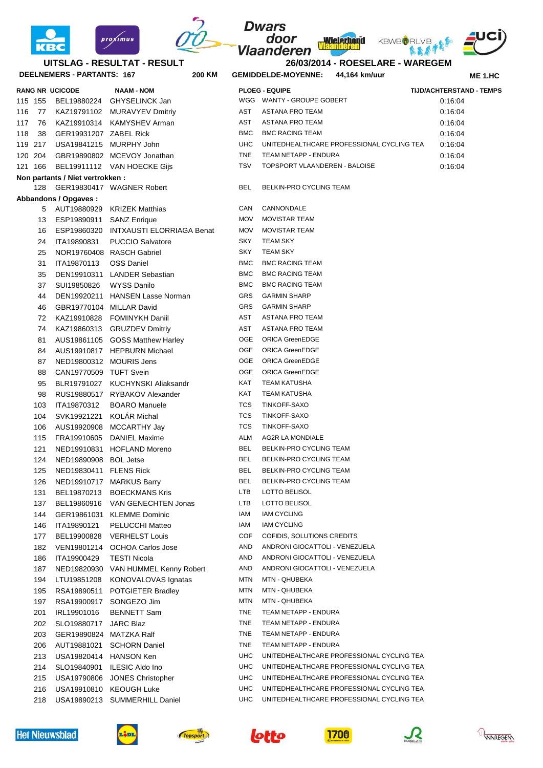**UITSLAG - RESULTAT - RESULT**

**26/03/2014 - ROESELARE - WAREGEM**

**DEELNEMERS - PARTANTS: 167** **200 KM** **GEMIDDELDE-MOYENNE: 44,164 km/uur** **ME 1.HC**

| RANG | NR | UCICODE | NAAM - NOM | PLOEG - EQUIPE | | TIJD/ACHTERSTAND - TEMPS |
|---|---|---|---|---|---|---|
| 115 | 155 | BEL19880224 | GHYSELINCK Jan | WGG | WANTY - GROUPE GOBERT | 0:16:04 |
| 116 | 77 | KAZ19791102 | MURAVYEV Dmitriy | AST | ASTANA PRO TEAM | 0:16:04 |
| 117 | 76 | KAZ19910314 | KAMYSHEV Arman | AST | ASTANA PRO TEAM | 0:16:04 |
| 118 | 38 | GER19931207 | ZABEL Rick | BMC | BMC RACING TEAM | 0:16:04 |
| 119 | 217 | USA19841215 | MURPHY John | UHC | UNITEDHEALTHCARE PROFESSIONAL CYCLING TEA | 0:16:04 |
| 120 | 204 | GBR19890802 | MCEVOY Jonathan | TNE | TEAM NETAPP - ENDURA | 0:16:04 |
| 121 | 166 | BEL19911112 | VAN HOECKE Gijs | TSV | TOPSPORT VLAANDEREN - BALOISE | 0:16:04 |

**Non partants / Niet vertrokken :**

| NR | UCICODE | NAAM - NOM | PLOEG - EQUIPE | |
|---|---|---|---|---|
| 128 | GER19830417 | WAGNER Robert | BEL | BELKIN-PRO CYCLING TEAM |

**Abbandons / Opgaves :**

| NR | UCICODE | NAAM - NOM | PLOEG - EQUIPE | |
|---|---|---|---|---|
| 5 | AUT19880929 | KRIZEK Matthias | CAN | CANNONDALE |
| 13 | ESP19890911 | SANZ Enrique | MOV | MOVISTAR TEAM |
| 16 | ESP19860320 | INTXAUSTI ELORRIAGA Benat | MOV | MOVISTAR TEAM |
| 24 | ITA19890831 | PUCCIO Salvatore | SKY | TEAM SKY |
| 25 | NOR19760408 | RASCH Gabriel | SKY | TEAM SKY |
| 31 | ITA19870113 | OSS Daniel | BMC | BMC RACING TEAM |
| 35 | DEN19910311 | LANDER Sebastian | BMC | BMC RACING TEAM |
| 37 | SUI19850826 | WYSS Danilo | BMC | BMC RACING TEAM |
| 44 | DEN19920211 | HANSEN Lasse Norman | GRS | GARMIN SHARP |
| 46 | GBR19770104 | MILLAR David | GRS | GARMIN SHARP |
| 72 | KAZ19910828 | FOMINYKH Daniil | AST | ASTANA PRO TEAM |
| 74 | KAZ19860313 | GRUZDEV Dmitriy | AST | ASTANA PRO TEAM |
| 81 | AUS19861105 | GOSS Matthew Harley | OGE | ORICA GreenEDGE |
| 84 | AUS19910817 | HEPBURN Michael | OGE | ORICA GreenEDGE |
| 87 | NED19800312 | MOURIS Jens | OGE | ORICA GreenEDGE |
| 88 | CAN19770509 | TUFT Svein | OGE | ORICA GreenEDGE |
| 95 | BLR19791027 | KUCHYNSKI Aliaksandr | KAT | TEAM KATUSHA |
| 98 | RUS19880517 | RYBAKOV Alexander | KAT | TEAM KATUSHA |
| 103 | ITA19870312 | BOARO Manuele | TCS | TINKOFF-SAXO |
| 104 | SVK19921221 | KOLÁR Michal | TCS | TINKOFF-SAXO |
| 106 | AUS19920908 | MCCARTHY Jay | TCS | TINKOFF-SAXO |
| 115 | FRA19910605 | DANIEL Maxime | ALM | AG2R LA MONDIALE |
| 121 | NED19910831 | HOFLAND Moreno | BEL | BELKIN-PRO CYCLING TEAM |
| 124 | NED19890908 | BOL Jetse | BEL | BELKIN-PRO CYCLING TEAM |
| 125 | NED19830411 | FLENS Rick | BEL | BELKIN-PRO CYCLING TEAM |
| 126 | NED19910717 | MARKUS Barry | BEL | BELKIN-PRO CYCLING TEAM |
| 131 | BEL19870213 | BOECKMANS Kris | LTB | LOTTO BELISOL |
| 137 | BEL19860916 | VAN GENECHTEN Jonas | LTB | LOTTO BELISOL |
| 144 | GER19861031 | KLEMME Dominic | IAM | IAM CYCLING |
| 146 | ITA19890121 | PELUCCHI Matteo | IAM | IAM CYCLING |
| 177 | BEL19900828 | VERHELST Louis | COF | COFIDIS, SOLUTIONS CREDITS |
| 182 | VEN19801214 | OCHOA Carlos Jose | AND | ANDRONI GIOCATTOLI - VENEZUELA |
| 186 | ITA19900429 | TESTI Nicola | AND | ANDRONI GIOCATTOLI - VENEZUELA |
| 187 | NED19820930 | VAN HUMMEL Kenny Robert | AND | ANDRONI GIOCATTOLI - VENEZUELA |
| 194 | LTU19851208 | KONOVALOVAS Ignatas | MTN | MTN - QHUBEKA |
| 195 | RSA19890511 | POTGIETER Bradley | MTN | MTN - QHUBEKA |
| 197 | RSA19900917 | SONGEZO Jim | MTN | MTN - QHUBEKA |
| 201 | IRL19901016 | BENNETT Sam | TNE | TEAM NETAPP - ENDURA |
| 202 | SLO19880717 | JARC Blaz | TNE | TEAM NETAPP - ENDURA |
| 203 | GER19890824 | MATZKA Ralf | TNE | TEAM NETAPP - ENDURA |
| 206 | AUT19881021 | SCHORN Daniel | TNE | TEAM NETAPP - ENDURA |
| 213 | USA19820414 | HANSON Ken | UHC | UNITEDHEALTHCARE PROFESSIONAL CYCLING TEA |
| 214 | SLO19840901 | ILESIC Aldo Ino | UHC | UNITEDHEALTHCARE PROFESSIONAL CYCLING TEA |
| 215 | USA19790806 | JONES Christopher | UHC | UNITEDHEALTHCARE PROFESSIONAL CYCLING TEA |
| 216 | USA19910810 | KEOUGH Luke | UHC | UNITEDHEALTHCARE PROFESSIONAL CYCLING TEA |
| 218 | USA19890213 | SUMMERHILL Daniel | UHC | UNITEDHEALTHCARE PROFESSIONAL CYCLING TEA |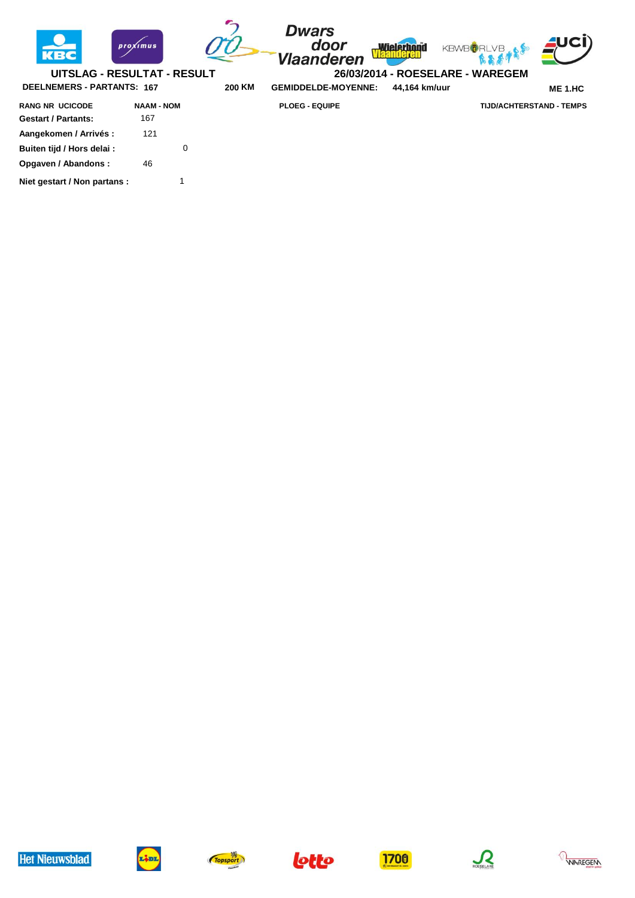Dwars door Vlaanderen

**UITSLAG - RESULTAT - RESULT**

**26/03/2014 - ROESELARE - WAREGEM**

| **DEELNEMERS - PARTANTS: 167** | **200 KM** | **GEMIDDELDE-MOYENNE:** | **44,164 km/uur** | **ME 1.HC** |
|---|---|---|---|---|

| RANG NR UCICODE | NAAM - NOM | PLOEG - EQUIPE | TIJD/ACHTERSTAND - TEMPS |
|---|---|---|---|

| | |
|---|---|
| **Gestart / Partants:** | 167 |
| **Aangekomen / Arrivés :** | 121 |
| **Buiten tijd / Hors delai :** | 0 |
| **Opgaven / Abandons :** | 46 |
| **Niet gestart / Non partans :** | 1 |